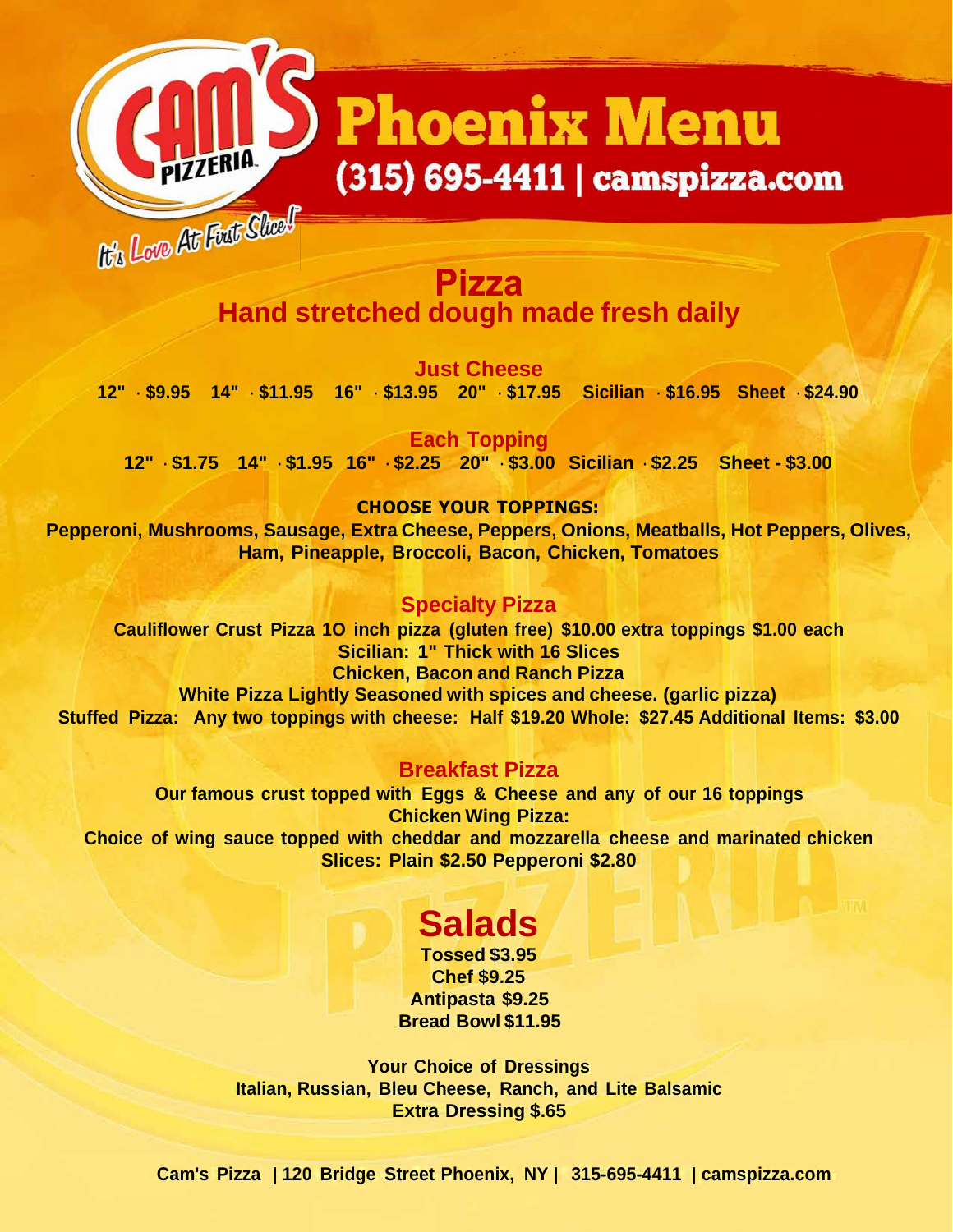# Cam's Pizzeria Phoenix Menu

(315) 695-4411 | camspizza.com

It's Love At First Slice!

## Pizza

### Hand stretched dough made fresh daily

**Just Cheese**

**12" · $9.95 14" · $11.95 16" · $13.95 20" · $17.95 Sicilian · $16.95 Sheet · $24.90**

**Each Topping**

**12" · $1.75 14" · $1.95 16" · $2.25 20" · $3.00 Sicilian · $2.25 Sheet - $3.00**

**CHOOSE YOUR TOPPINGS:**

**Pepperoni, Mushrooms, Sausage, Extra Cheese, Peppers, Onions, Meatballs, Hot Peppers, Olives, Ham, Pineapple, Broccoli, Bacon, Chicken, Tomatoes**

### Specialty Pizza

**Cauliflower Crust Pizza 1O inch pizza (gluten free) $10.00 extra toppings $1.00 each**

**Sicilian: 1" Thick with 16 Slices**

**Chicken, Bacon and Ranch Pizza**

**White Pizza Lightly Seasoned with spices and cheese. (garlic pizza)**

**Stuffed Pizza: Any two toppings with cheese: Half $19.20 Whole: $27.45 Additional Items: $3.00**

### Breakfast Pizza

**Our famous crust topped with Eggs & Cheese and any of our 16 toppings**

**Chicken Wing Pizza:**

**Choice of wing sauce topped with cheddar and mozzarella cheese and marinated chicken**

**Slices: Plain $2.50 Pepperoni $2.80**

## Salads

**Tossed $3.95**

**Chef $9.25**

**Antipasta $9.25**

**Bread Bowl $11.95**

**Your Choice of Dressings**

**Italian, Russian, Bleu Cheese, Ranch, and Lite Balsamic**

**Extra Dressing $.65**

**Cam's Pizza | 120 Bridge Street Phoenix, NY | 315-695-4411 | camspizza.com**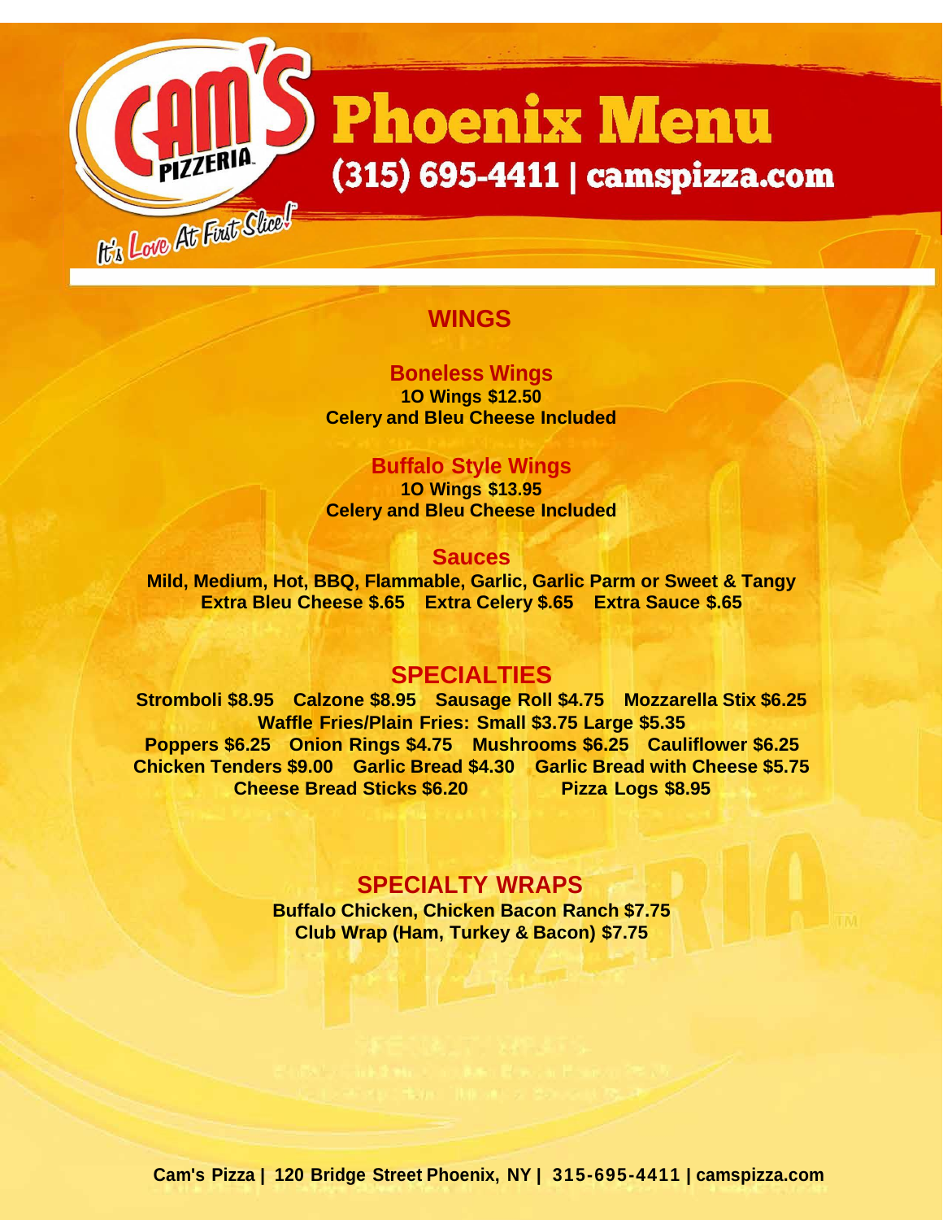# Phoenix Menu

(315) 695-4411 | camspizza.com

It's Love At First Slice!

## WINGS

### Boneless Wings

**10 Wings $12.50**
**Celery and Bleu Cheese Included**

### Buffalo Style Wings

**10 Wings $13.95**
**Celery and Bleu Cheese Included**

### Sauces

**Mild, Medium, Hot, BBQ, Flammable, Garlic, Garlic Parm or Sweet & Tangy**
**Extra Bleu Cheese $.65 Extra Celery $.65 Extra Sauce $.65**

## SPECIALTIES

**Stromboli $8.95 Calzone $8.95 Sausage Roll $4.75 Mozzarella Stix $6.25**
**Waffle Fries/Plain Fries: Small $3.75 Large $5.35**
**Poppers $6.25 Onion Rings $4.75 Mushrooms $6.25 Cauliflower $6.25**
**Chicken Tenders $9.00 Garlic Bread $4.30 Garlic Bread with Cheese $5.75**
**Cheese Bread Sticks $6.20 Pizza Logs $8.95**

## SPECIALTY WRAPS

**Buffalo Chicken, Chicken Bacon Ranch $7.75**
**Club Wrap (Ham, Turkey & Bacon) $7.75**

Cam's Pizza | 120 Bridge Street Phoenix, NY | 315-695-4411 | camspizza.com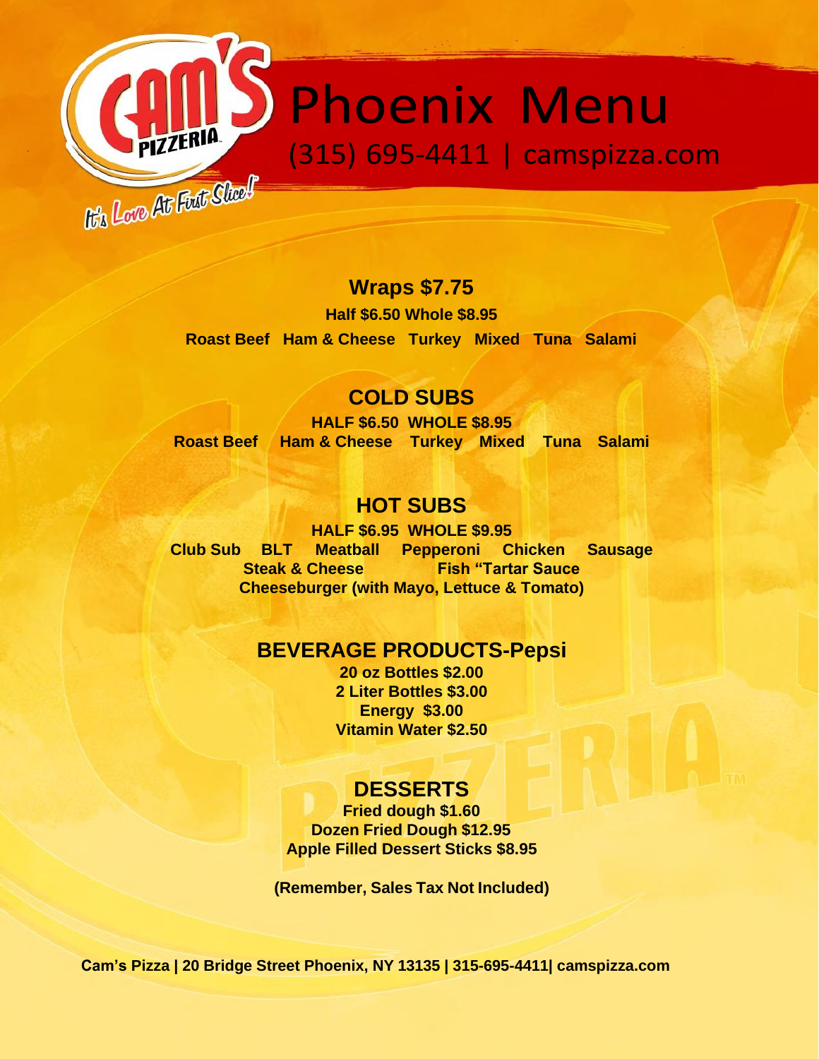# Phoenix Menu

(315) 695-4411 | camspizza.com

It's Love At First Slice!

## Wraps $7.75

**Half $6.50 Whole $8.95**

**Roast Beef Ham & Cheese Turkey Mixed Tuna Salami**

## COLD SUBS

**HALF $6.50 WHOLE $8.95**

**Roast Beef Ham & Cheese Turkey Mixed Tuna Salami**

## HOT SUBS

**HALF $6.95 WHOLE $9.95**

**Club Sub BLT Meatball Pepperoni Chicken Sausage**

**Steak & Cheese Fish "Tartar Sauce**

**Cheeseburger (with Mayo, Lettuce & Tomato)**

## BEVERAGE PRODUCTS-Pepsi

**20 oz Bottles $2.00**

**2 Liter Bottles $3.00**

**Energy $3.00**

**Vitamin Water $2.50**

## DESSERTS

**Fried dough $1.60**

**Dozen Fried Dough $12.95**

**Apple Filled Dessert Sticks $8.95**

**(Remember, Sales Tax Not Included)**

**Cam's Pizza | 20 Bridge Street Phoenix, NY 13135 | 315-695-4411| camspizza.com**